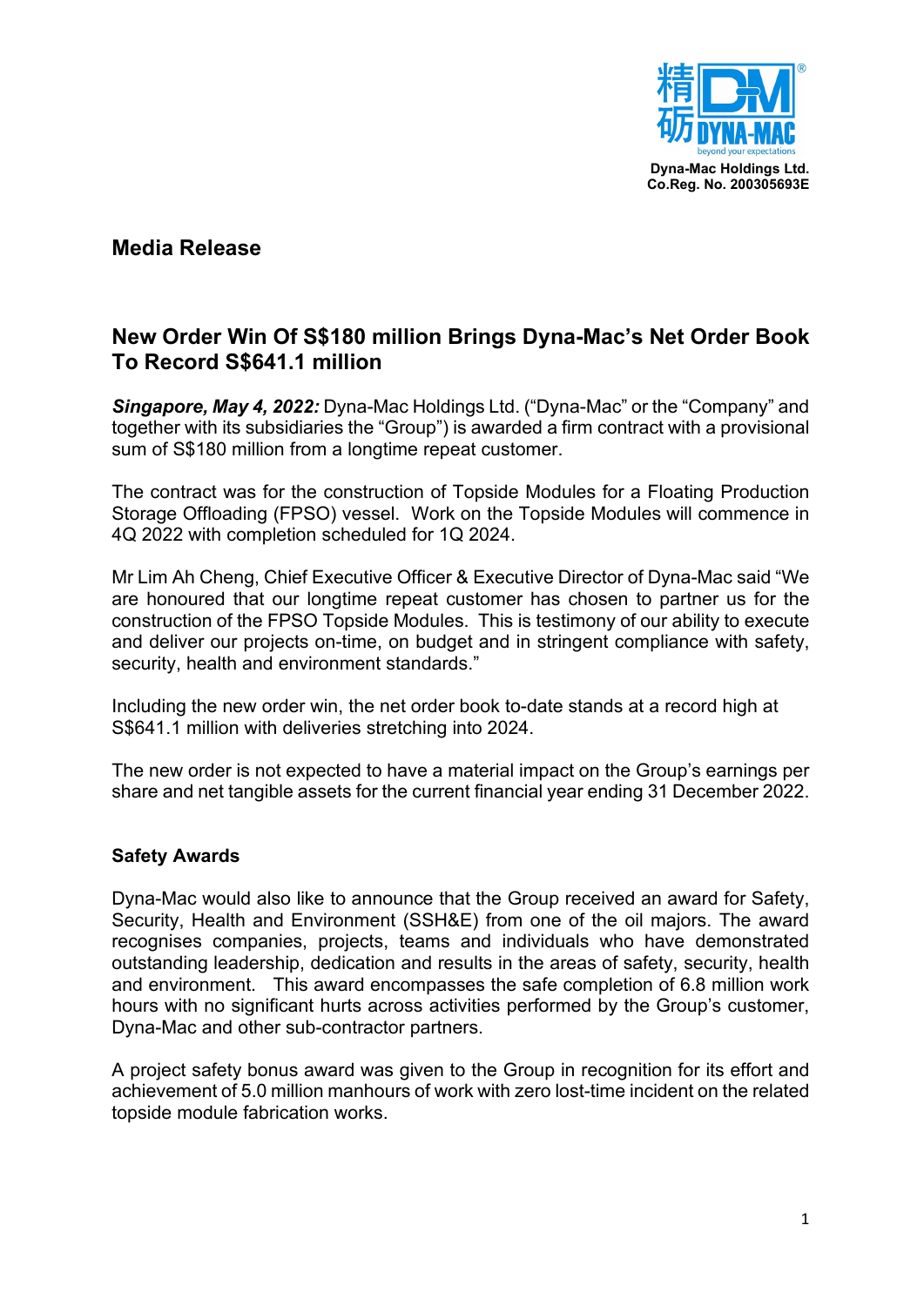Dyna-Mac Holdings Ltd.
Co.Reg. No. 200305693E

## Media Release

## New Order Win Of S$180 million Brings Dyna-Mac's Net Order Book To Record S$641.1 million

***Singapore, May 4, 2022:*** Dyna-Mac Holdings Ltd. ("Dyna-Mac" or the "Company" and together with its subsidiaries the "Group") is awarded a firm contract with a provisional sum of S$180 million from a longtime repeat customer.

The contract was for the construction of Topside Modules for a Floating Production Storage Offloading (FPSO) vessel. Work on the Topside Modules will commence in 4Q 2022 with completion scheduled for 1Q 2024.

Mr Lim Ah Cheng, Chief Executive Officer & Executive Director of Dyna-Mac said "We are honoured that our longtime repeat customer has chosen to partner us for the construction of the FPSO Topside Modules. This is testimony of our ability to execute and deliver our projects on-time, on budget and in stringent compliance with safety, security, health and environment standards."

Including the new order win, the net order book to-date stands at a record high at S$641.1 million with deliveries stretching into 2024.

The new order is not expected to have a material impact on the Group's earnings per share and net tangible assets for the current financial year ending 31 December 2022.

### Safety Awards

Dyna-Mac would also like to announce that the Group received an award for Safety, Security, Health and Environment (SSH&E) from one of the oil majors. The award recognises companies, projects, teams and individuals who have demonstrated outstanding leadership, dedication and results in the areas of safety, security, health and environment. This award encompasses the safe completion of 6.8 million work hours with no significant hurts across activities performed by the Group's customer, Dyna-Mac and other sub-contractor partners.

A project safety bonus award was given to the Group in recognition for its effort and achievement of 5.0 million manhours of work with zero lost-time incident on the related topside module fabrication works.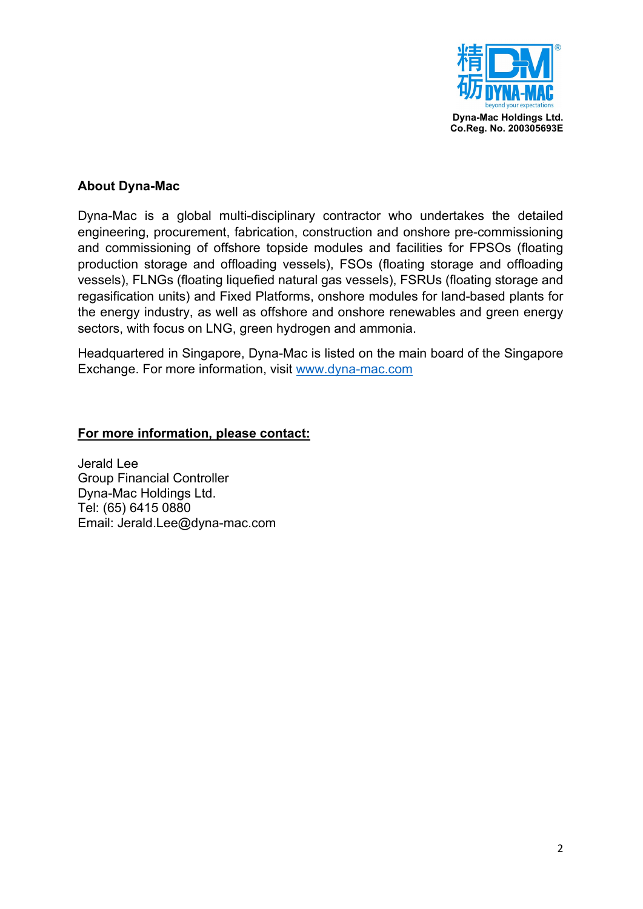Dyna-Mac Holdings Ltd.
Co.Reg. No. 200305693E

**About Dyna-Mac**

Dyna-Mac is a global multi-disciplinary contractor who undertakes the detailed engineering, procurement, fabrication, construction and onshore pre-commissioning and commissioning of offshore topside modules and facilities for FPSOs (floating production storage and offloading vessels), FSOs (floating storage and offloading vessels), FLNGs (floating liquefied natural gas vessels), FSRUs (floating storage and regasification units) and Fixed Platforms, onshore modules for land-based plants for the energy industry, as well as offshore and onshore renewables and green energy sectors, with focus on LNG, green hydrogen and ammonia.

Headquartered in Singapore, Dyna-Mac is listed on the main board of the Singapore Exchange. For more information, visit www.dyna-mac.com

**For more information, please contact:**

Jerald Lee
Group Financial Controller
Dyna-Mac Holdings Ltd.
Tel: (65) 6415 0880
Email: Jerald.Lee@dyna-mac.com